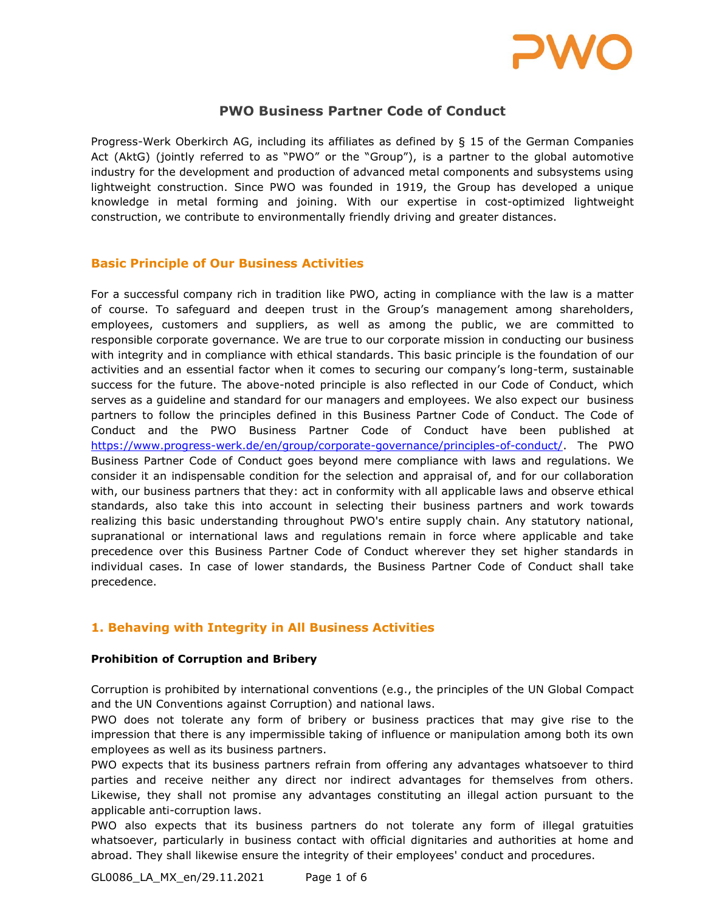# PWO Business Partner Code of Conduct

Progress-Werk Oberkirch AG, including its affiliates as defined by § 15 of the German Companies Act (AktG) (jointly referred to as "PWO" or the "Group"), is a partner to the global automotive industry for the development and production of advanced metal components and subsystems using lightweight construction. Since PWO was founded in 1919, the Group has developed a unique knowledge in metal forming and joining. With our expertise in cost-optimized lightweight construction, we contribute to environmentally friendly driving and greater distances.

## Basic Principle of Our Business Activities

For a successful company rich in tradition like PWO, acting in compliance with the law is a matter of course. To safeguard and deepen trust in the Group's management among shareholders, employees, customers and suppliers, as well as among the public, we are committed to responsible corporate governance. We are true to our corporate mission in conducting our business with integrity and in compliance with ethical standards. This basic principle is the foundation of our activities and an essential factor when it comes to securing our company's long-term, sustainable success for the future. The above-noted principle is also reflected in our Code of Conduct, which serves as a guideline and standard for our managers and employees. We also expect our business partners to follow the principles defined in this Business Partner Code of Conduct. The Code of Conduct and the PWO Business Partner Code of Conduct have been published at https://www.progress-werk.de/en/group/corporate-governance/principles-of-conduct/. The PWO Business Partner Code of Conduct goes beyond mere compliance with laws and regulations. We consider it an indispensable condition for the selection and appraisal of, and for our collaboration with, our business partners that they: act in conformity with all applicable laws and observe ethical standards, also take this into account in selecting their business partners and work towards realizing this basic understanding throughout PWO's entire supply chain. Any statutory national, supranational or international laws and regulations remain in force where applicable and take precedence over this Business Partner Code of Conduct wherever they set higher standards in individual cases. In case of lower standards, the Business Partner Code of Conduct shall take precedence.

## 1. Behaving with Integrity in All Business Activities

### Prohibition of Corruption and Bribery

Corruption is prohibited by international conventions (e.g., the principles of the UN Global Compact and the UN Conventions against Corruption) and national laws.

PWO does not tolerate any form of bribery or business practices that may give rise to the impression that there is any impermissible taking of influence or manipulation among both its own employees as well as its business partners.

PWO expects that its business partners refrain from offering any advantages whatsoever to third parties and receive neither any direct nor indirect advantages for themselves from others. Likewise, they shall not promise any advantages constituting an illegal action pursuant to the applicable anti-corruption laws.

PWO also expects that its business partners do not tolerate any form of illegal gratuities whatsoever, particularly in business contact with official dignitaries and authorities at home and abroad. They shall likewise ensure the integrity of their employees' conduct and procedures.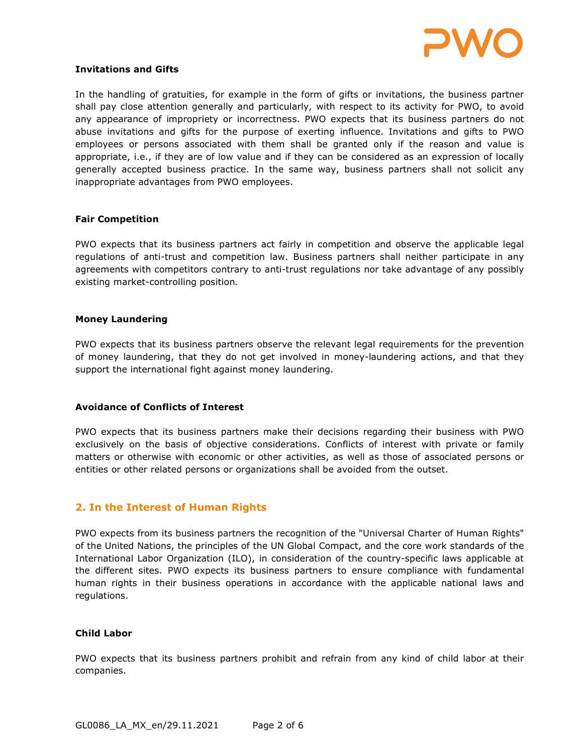**Invitations and Gifts**

In the handling of gratuities, for example in the form of gifts or invitations, the business partner shall pay close attention generally and particularly, with respect to its activity for PWO, to avoid any appearance of impropriety or incorrectness. PWO expects that its business partners do not abuse invitations and gifts for the purpose of exerting influence. Invitations and gifts to PWO employees or persons associated with them shall be granted only if the reason and value is appropriate, i.e., if they are of low value and if they can be considered as an expression of locally generally accepted business practice. In the same way, business partners shall not solicit any inappropriate advantages from PWO employees.

**Fair Competition**

PWO expects that its business partners act fairly in competition and observe the applicable legal regulations of anti-trust and competition law. Business partners shall neither participate in any agreements with competitors contrary to anti-trust regulations nor take advantage of any possibly existing market-controlling position.

**Money Laundering**

PWO expects that its business partners observe the relevant legal requirements for the prevention of money laundering, that they do not get involved in money-laundering actions, and that they support the international fight against money laundering.

**Avoidance of Conflicts of Interest**

PWO expects that its business partners make their decisions regarding their business with PWO exclusively on the basis of objective considerations. Conflicts of interest with private or family matters or otherwise with economic or other activities, as well as those of associated persons or entities or other related persons or organizations shall be avoided from the outset.

## 2. In the Interest of Human Rights

PWO expects from its business partners the recognition of the "Universal Charter of Human Rights" of the United Nations, the principles of the UN Global Compact, and the core work standards of the International Labor Organization (ILO), in consideration of the country-specific laws applicable at the different sites. PWO expects its business partners to ensure compliance with fundamental human rights in their business operations in accordance with the applicable national laws and regulations.

**Child Labor**

PWO expects that its business partners prohibit and refrain from any kind of child labor at their companies.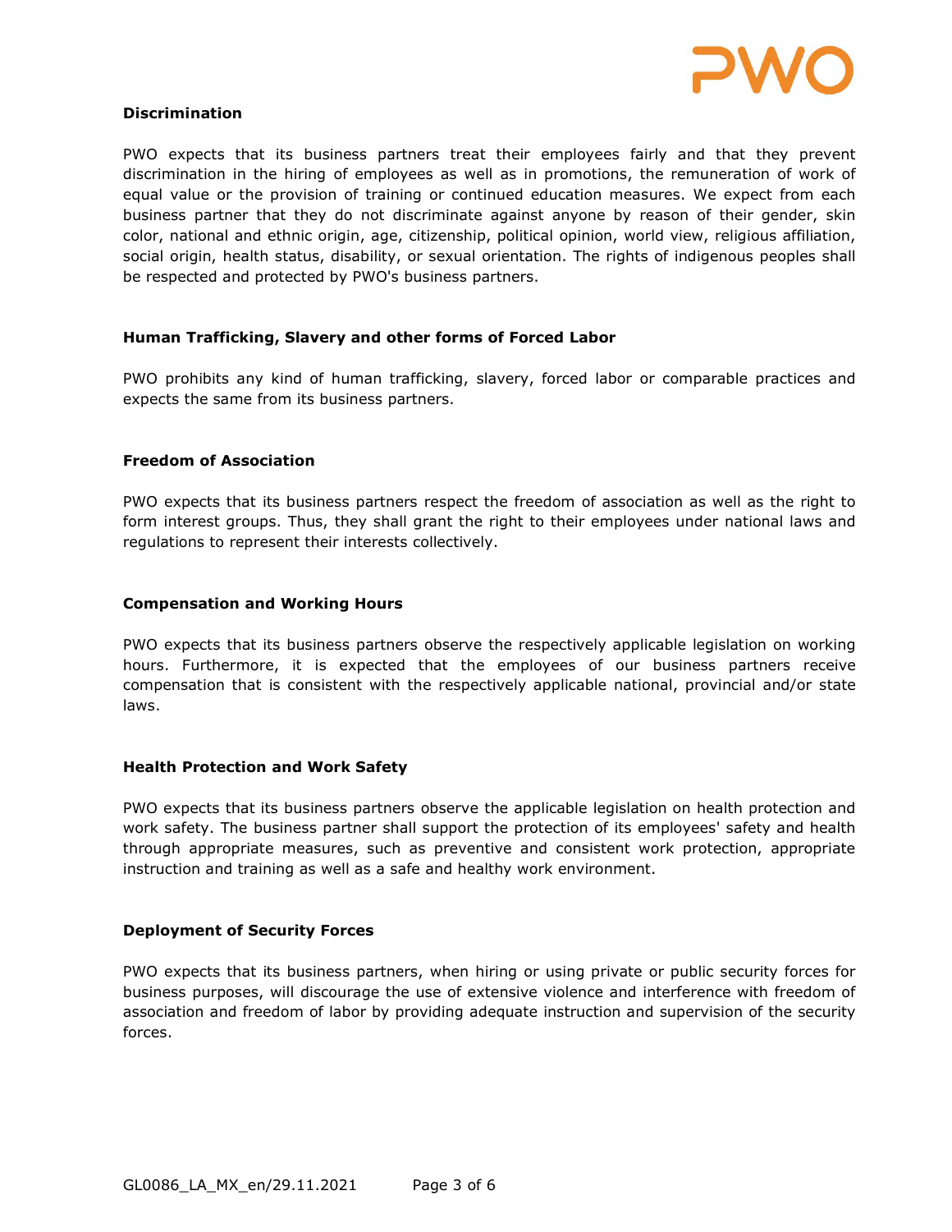### Discrimination

PWO expects that its business partners treat their employees fairly and that they prevent discrimination in the hiring of employees as well as in promotions, the remuneration of work of equal value or the provision of training or continued education measures. We expect from each business partner that they do not discriminate against anyone by reason of their gender, skin color, national and ethnic origin, age, citizenship, political opinion, world view, religious affiliation, social origin, health status, disability, or sexual orientation. The rights of indigenous peoples shall be respected and protected by PWO's business partners.

### Human Trafficking, Slavery and other forms of Forced Labor

PWO prohibits any kind of human trafficking, slavery, forced labor or comparable practices and expects the same from its business partners.

### Freedom of Association

PWO expects that its business partners respect the freedom of association as well as the right to form interest groups. Thus, they shall grant the right to their employees under national laws and regulations to represent their interests collectively.

### Compensation and Working Hours

PWO expects that its business partners observe the respectively applicable legislation on working hours. Furthermore, it is expected that the employees of our business partners receive compensation that is consistent with the respectively applicable national, provincial and/or state laws.

### Health Protection and Work Safety

PWO expects that its business partners observe the applicable legislation on health protection and work safety. The business partner shall support the protection of its employees' safety and health through appropriate measures, such as preventive and consistent work protection, appropriate instruction and training as well as a safe and healthy work environment.

### Deployment of Security Forces

PWO expects that its business partners, when hiring or using private or public security forces for business purposes, will discourage the use of extensive violence and interference with freedom of association and freedom of labor by providing adequate instruction and supervision of the security forces.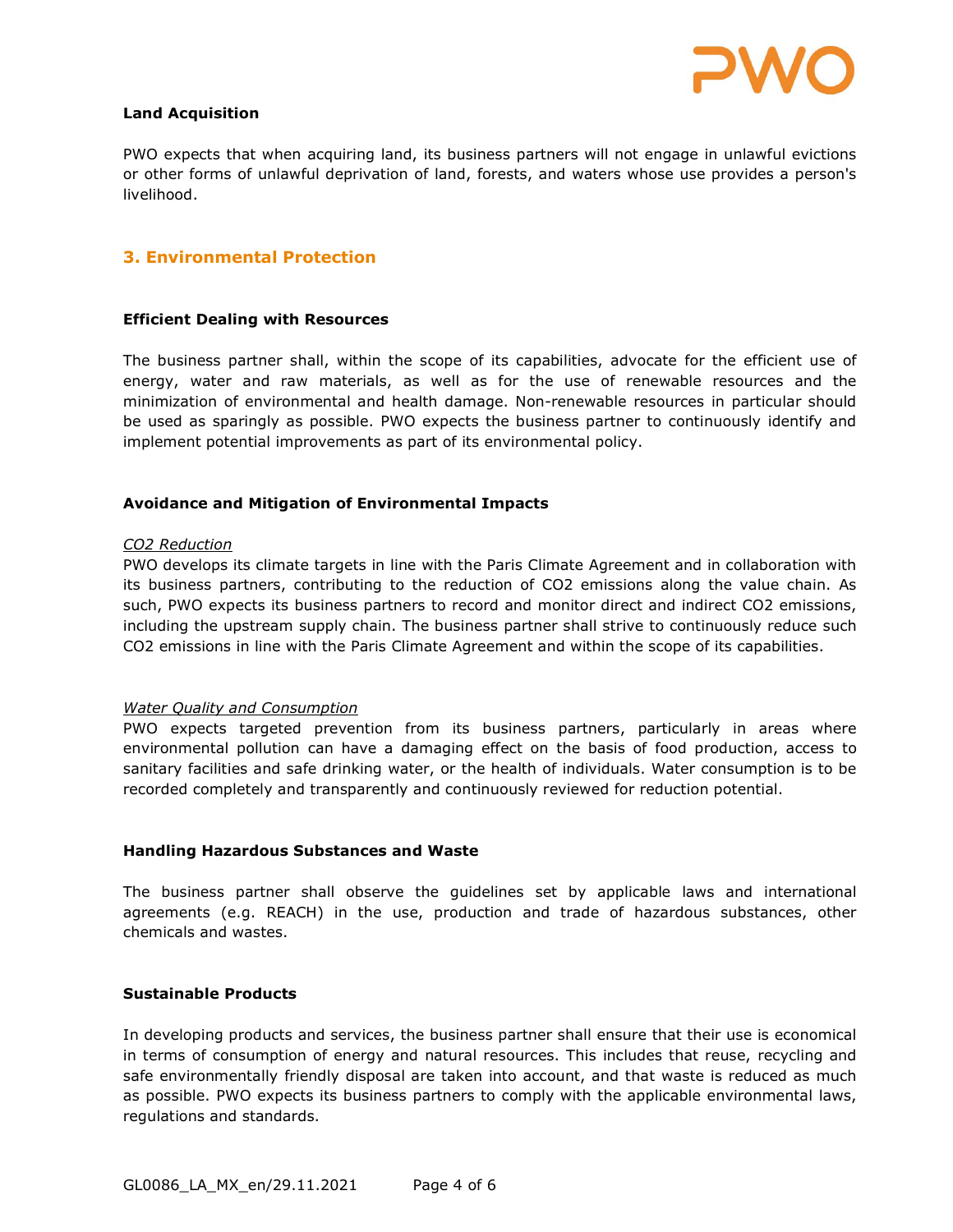**Land Acquisition**

PWO expects that when acquiring land, its business partners will not engage in unlawful evictions or other forms of unlawful deprivation of land, forests, and waters whose use provides a person's livelihood.

## 3. Environmental Protection

**Efficient Dealing with Resources**

The business partner shall, within the scope of its capabilities, advocate for the efficient use of energy, water and raw materials, as well as for the use of renewable resources and the minimization of environmental and health damage. Non-renewable resources in particular should be used as sparingly as possible. PWO expects the business partner to continuously identify and implement potential improvements as part of its environmental policy.

**Avoidance and Mitigation of Environmental Impacts**

*CO2 Reduction*

PWO develops its climate targets in line with the Paris Climate Agreement and in collaboration with its business partners, contributing to the reduction of $CO_2$ emissions along the value chain. As such, PWO expects its business partners to record and monitor direct and indirect $CO_2$ emissions, including the upstream supply chain. The business partner shall strive to continuously reduce such $CO_2$ emissions in line with the Paris Climate Agreement and within the scope of its capabilities.

*Water Quality and Consumption*

PWO expects targeted prevention from its business partners, particularly in areas where environmental pollution can have a damaging effect on the basis of food production, access to sanitary facilities and safe drinking water, or the health of individuals. Water consumption is to be recorded completely and transparently and continuously reviewed for reduction potential.

**Handling Hazardous Substances and Waste**

The business partner shall observe the guidelines set by applicable laws and international agreements (e.g. REACH) in the use, production and trade of hazardous substances, other chemicals and wastes.

**Sustainable Products**

In developing products and services, the business partner shall ensure that their use is economical in terms of consumption of energy and natural resources. This includes that reuse, recycling and safe environmentally friendly disposal are taken into account, and that waste is reduced as much as possible. PWO expects its business partners to comply with the applicable environmental laws, regulations and standards.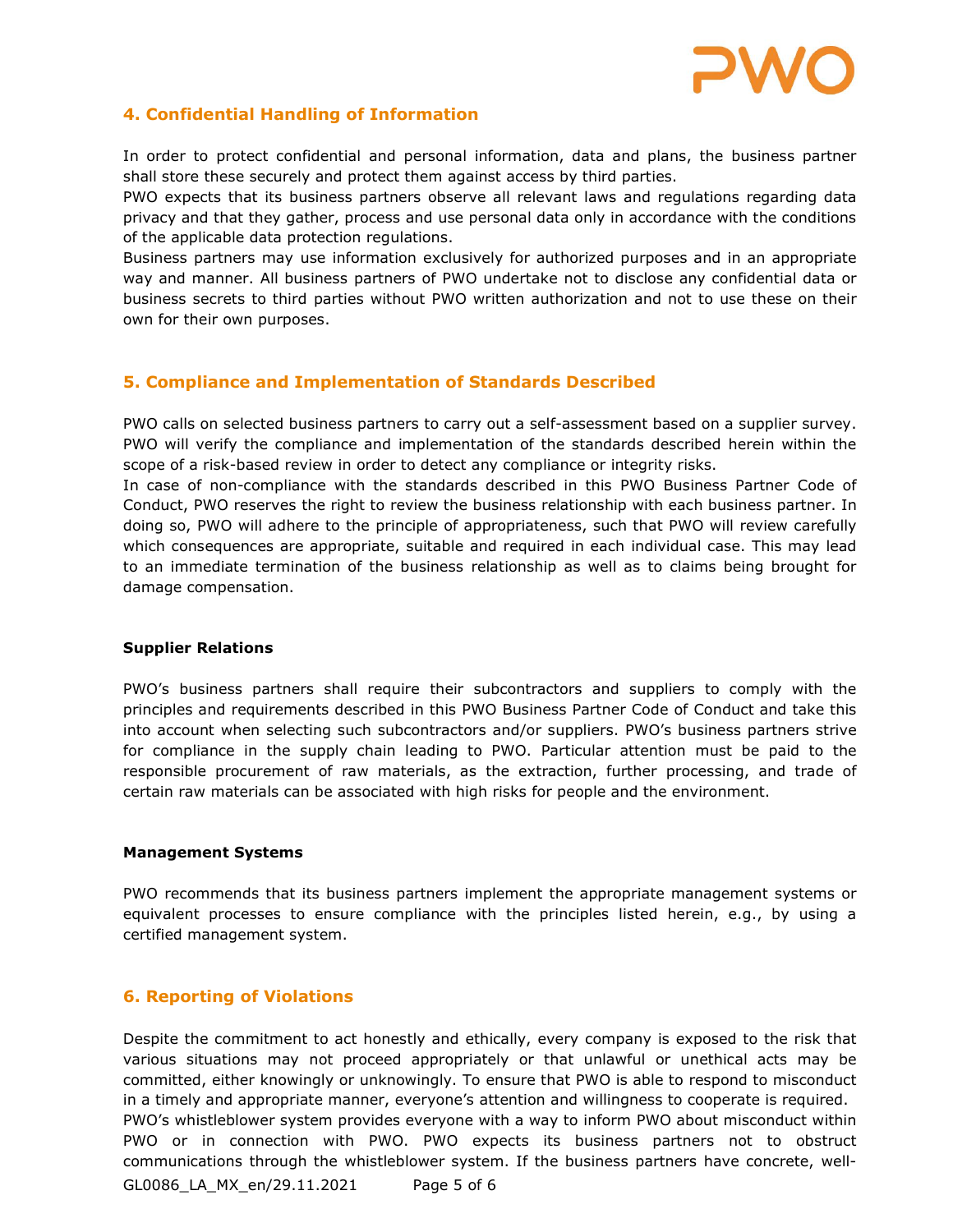## 4. Confidential Handling of Information

In order to protect confidential and personal information, data and plans, the business partner shall store these securely and protect them against access by third parties.
PWO expects that its business partners observe all relevant laws and regulations regarding data privacy and that they gather, process and use personal data only in accordance with the conditions of the applicable data protection regulations.
Business partners may use information exclusively for authorized purposes and in an appropriate way and manner. All business partners of PWO undertake not to disclose any confidential data or business secrets to third parties without PWO written authorization and not to use these on their own for their own purposes.

## 5. Compliance and Implementation of Standards Described

PWO calls on selected business partners to carry out a self-assessment based on a supplier survey. PWO will verify the compliance and implementation of the standards described herein within the scope of a risk-based review in order to detect any compliance or integrity risks.
In case of non-compliance with the standards described in this PWO Business Partner Code of Conduct, PWO reserves the right to review the business relationship with each business partner. In doing so, PWO will adhere to the principle of appropriateness, such that PWO will review carefully which consequences are appropriate, suitable and required in each individual case. This may lead to an immediate termination of the business relationship as well as to claims being brought for damage compensation.

### Supplier Relations

PWO's business partners shall require their subcontractors and suppliers to comply with the principles and requirements described in this PWO Business Partner Code of Conduct and take this into account when selecting such subcontractors and/or suppliers. PWO's business partners strive for compliance in the supply chain leading to PWO. Particular attention must be paid to the responsible procurement of raw materials, as the extraction, further processing, and trade of certain raw materials can be associated with high risks for people and the environment.

### Management Systems

PWO recommends that its business partners implement the appropriate management systems or equivalent processes to ensure compliance with the principles listed herein, e.g., by using a certified management system.

## 6. Reporting of Violations

Despite the commitment to act honestly and ethically, every company is exposed to the risk that various situations may not proceed appropriately or that unlawful or unethical acts may be committed, either knowingly or unknowingly. To ensure that PWO is able to respond to misconduct in a timely and appropriate manner, everyone's attention and willingness to cooperate is required.
PWO's whistleblower system provides everyone with a way to inform PWO about misconduct within PWO or in connection with PWO. PWO expects its business partners not to obstruct communications through the whistleblower system. If the business partners have concrete, well-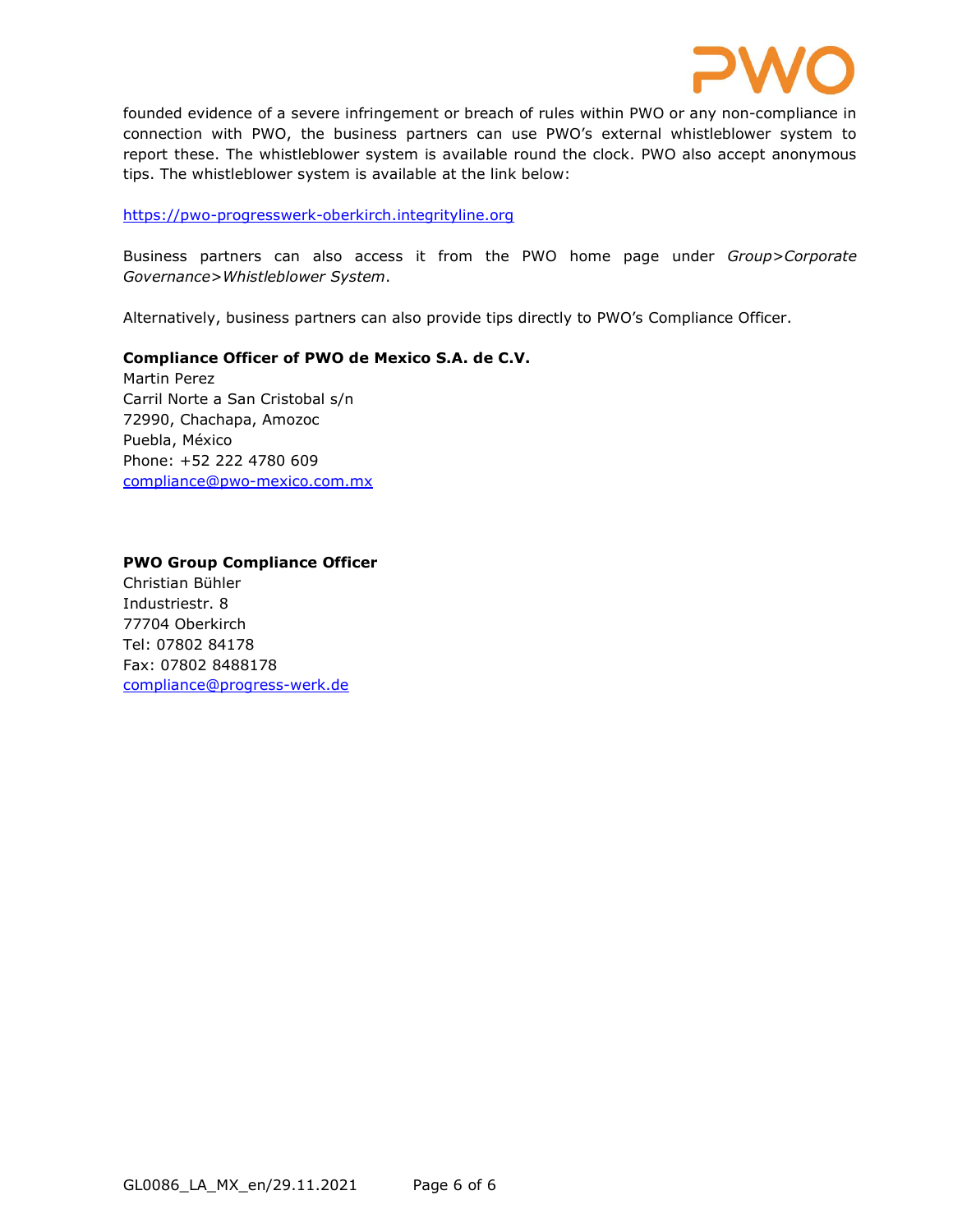founded evidence of a severe infringement or breach of rules within PWO or any non-compliance in connection with PWO, the business partners can use PWO's external whistleblower system to report these. The whistleblower system is available round the clock. PWO also accept anonymous tips. The whistleblower system is available at the link below:

https://pwo-progresswerk-oberkirch.integrityline.org

Business partners can also access it from the PWO home page under *Group>Corporate Governance>Whistleblower System*.

Alternatively, business partners can also provide tips directly to PWO's Compliance Officer.

**Compliance Officer of PWO de Mexico S.A. de C.V.**
Martin Perez
Carril Norte a San Cristobal s/n
72990, Chachapa, Amozoc
Puebla, México
Phone: +52 222 4780 609
compliance@pwo-mexico.com.mx

**PWO Group Compliance Officer**
Christian Bühler
Industriestr. 8
77704 Oberkirch
Tel: 07802 84178
Fax: 07802 8488178
compliance@progress-werk.de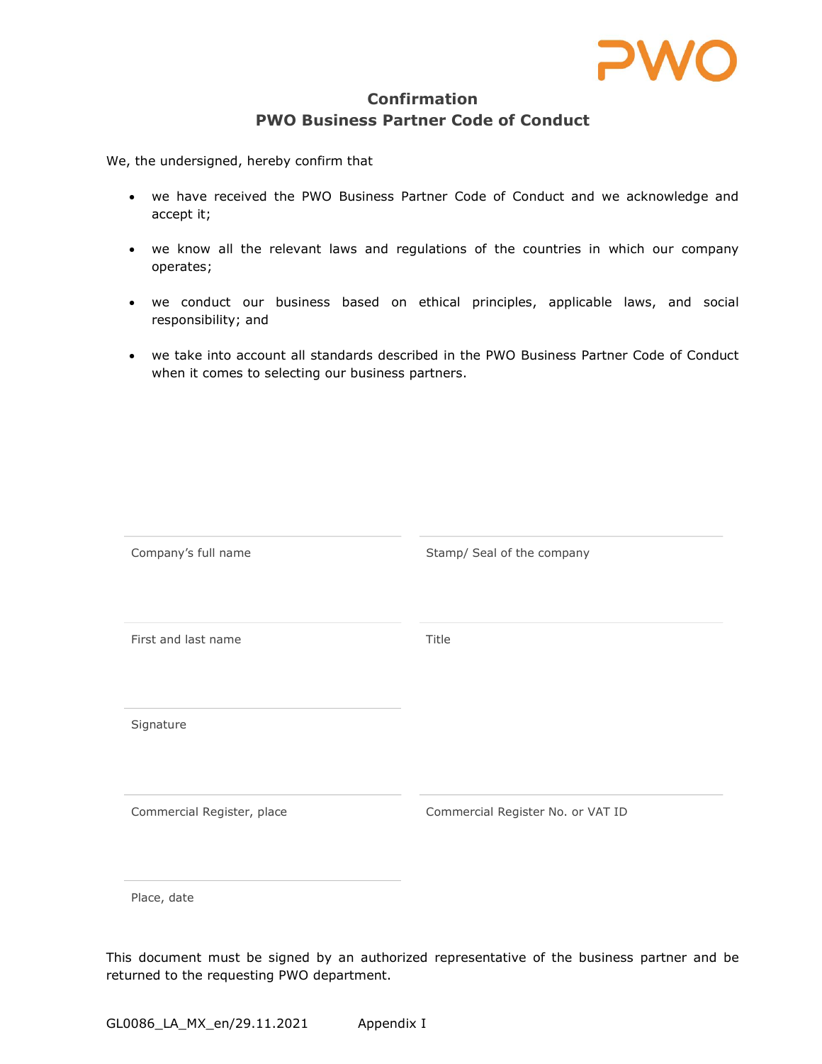# Confirmation
## PWO Business Partner Code of Conduct

We, the undersigned, hereby confirm that

- we have received the PWO Business Partner Code of Conduct and we acknowledge and accept it;
- we know all the relevant laws and regulations of the countries in which our company operates;
- we conduct our business based on ethical principles, applicable laws, and social responsibility; and
- we take into account all standards described in the PWO Business Partner Code of Conduct when it comes to selecting our business partners.

| | |
|---|---|
| Company's full name | Stamp/ Seal of the company |
| First and last name | Title |
| Signature | |
| Commercial Register, place | Commercial Register No. or VAT ID |
| Place, date | |

This document must be signed by an authorized representative of the business partner and be returned to the requesting PWO department.

GL0086_LA_MX_en/29.11.2021 Appendix I